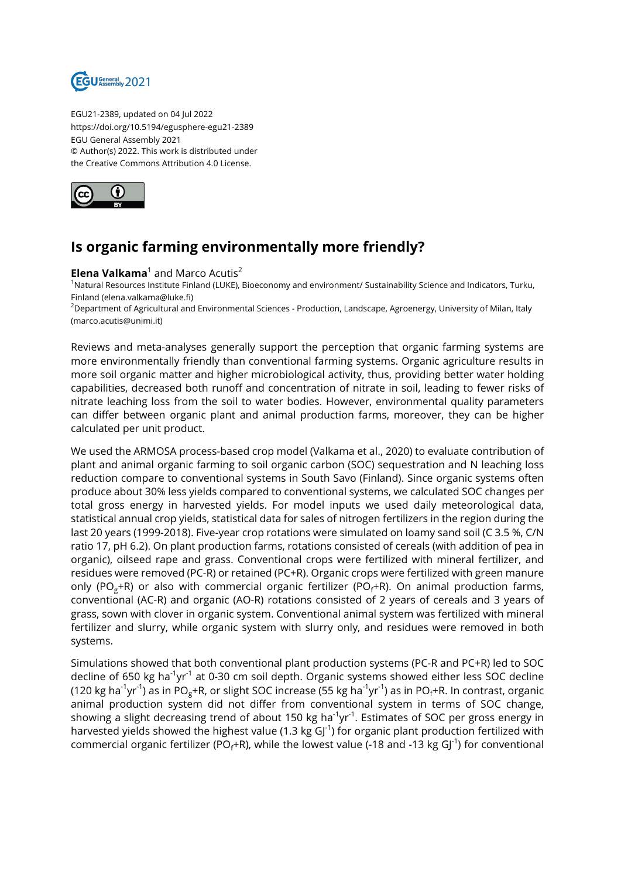EGU21-2389, updated on 04 Jul 2022
https://doi.org/10.5194/egusphere-egu21-2389
EGU General Assembly 2021
© Author(s) 2022. This work is distributed under
the Creative Commons Attribution 4.0 License.

# Is organic farming environmentally more friendly?

**Elena Valkama**[1] and Marco Acutis[2]

[1]Natural Resources Institute Finland (LUKE), Bioeconomy and environment/ Sustainability Science and Indicators, Turku, Finland (elena.valkama@luke.fi)
[2]Department of Agricultural and Environmental Sciences - Production, Landscape, Agroenergy, University of Milan, Italy (marco.acutis@unimi.it)

Reviews and meta-analyses generally support the perception that organic farming systems are more environmentally friendly than conventional farming systems. Organic agriculture results in more soil organic matter and higher microbiological activity, thus, providing better water holding capabilities, decreased both runoff and concentration of nitrate in soil, leading to fewer risks of nitrate leaching loss from the soil to water bodies. However, environmental quality parameters can differ between organic plant and animal production farms, moreover, they can be higher calculated per unit product.

We used the ARMOSA process-based crop model (Valkama et al., 2020) to evaluate contribution of plant and animal organic farming to soil organic carbon (SOC) sequestration and N leaching loss reduction compare to conventional systems in South Savo (Finland). Since organic systems often produce about 30% less yields compared to conventional systems, we calculated SOC changes per total gross energy in harvested yields. For model inputs we used daily meteorological data, statistical annual crop yields, statistical data for sales of nitrogen fertilizers in the region during the last 20 years (1999-2018). Five-year crop rotations were simulated on loamy sand soil (C 3.5 %, C/N ratio 17, pH 6.2). On plant production farms, rotations consisted of cereals (with addition of pea in organic), oilseed rape and grass. Conventional crops were fertilized with mineral fertilizer, and residues were removed (PC-R) or retained (PC+R). Organic crops were fertilized with green manure only ($PO_g$+R) or also with commercial organic fertilizer ($PO_f$+R). On animal production farms, conventional (AC-R) and organic (AO-R) rotations consisted of 2 years of cereals and 3 years of grass, sown with clover in organic system. Conventional animal system was fertilized with mineral fertilizer and slurry, while organic system with slurry only, and residues were removed in both systems.

Simulations showed that both conventional plant production systems (PC-R and PC+R) led to SOC decline of 650 kg $ha^{-1}yr^{-1}$ at 0-30 cm soil depth. Organic systems showed either less SOC decline (120 kg $ha^{-1}yr^{-1}$) as in $PO_g$+R, or slight SOC increase (55 kg $ha^{-1}yr^{-1}$) as in $PO_f$+R. In contrast, organic animal production system did not differ from conventional system in terms of SOC change, showing a slight decreasing trend of about 150 kg $ha^{-1}yr^{-1}$. Estimates of SOC per gross energy in harvested yields showed the highest value (1.3 kg $GJ^{-1}$) for organic plant production fertilized with commercial organic fertilizer ($PO_f$+R), while the lowest value (-18 and -13 kg $GJ^{-1}$) for conventional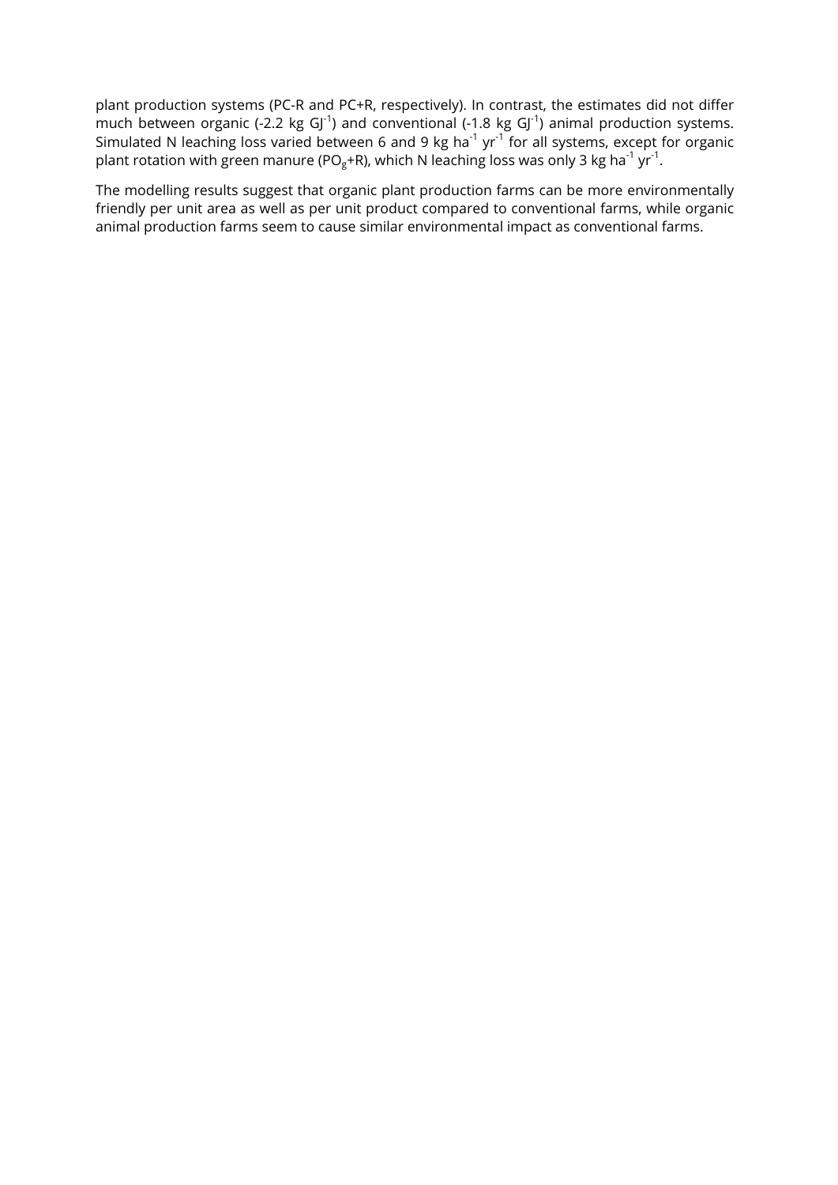plant production systems (PC-R and PC+R, respectively). In contrast, the estimates did not differ much between organic (-2.2 kg $GJ^{-1}$) and conventional (-1.8 kg $GJ^{-1}$) animal production systems. Simulated N leaching loss varied between 6 and 9 kg $ha^{-1}$ $yr^{-1}$ for all systems, except for organic plant rotation with green manure ($PO_g$+R), which N leaching loss was only 3 kg $ha^{-1}$ $yr^{-1}$.

The modelling results suggest that organic plant production farms can be more environmentally friendly per unit area as well as per unit product compared to conventional farms, while organic animal production farms seem to cause similar environmental impact as conventional farms.